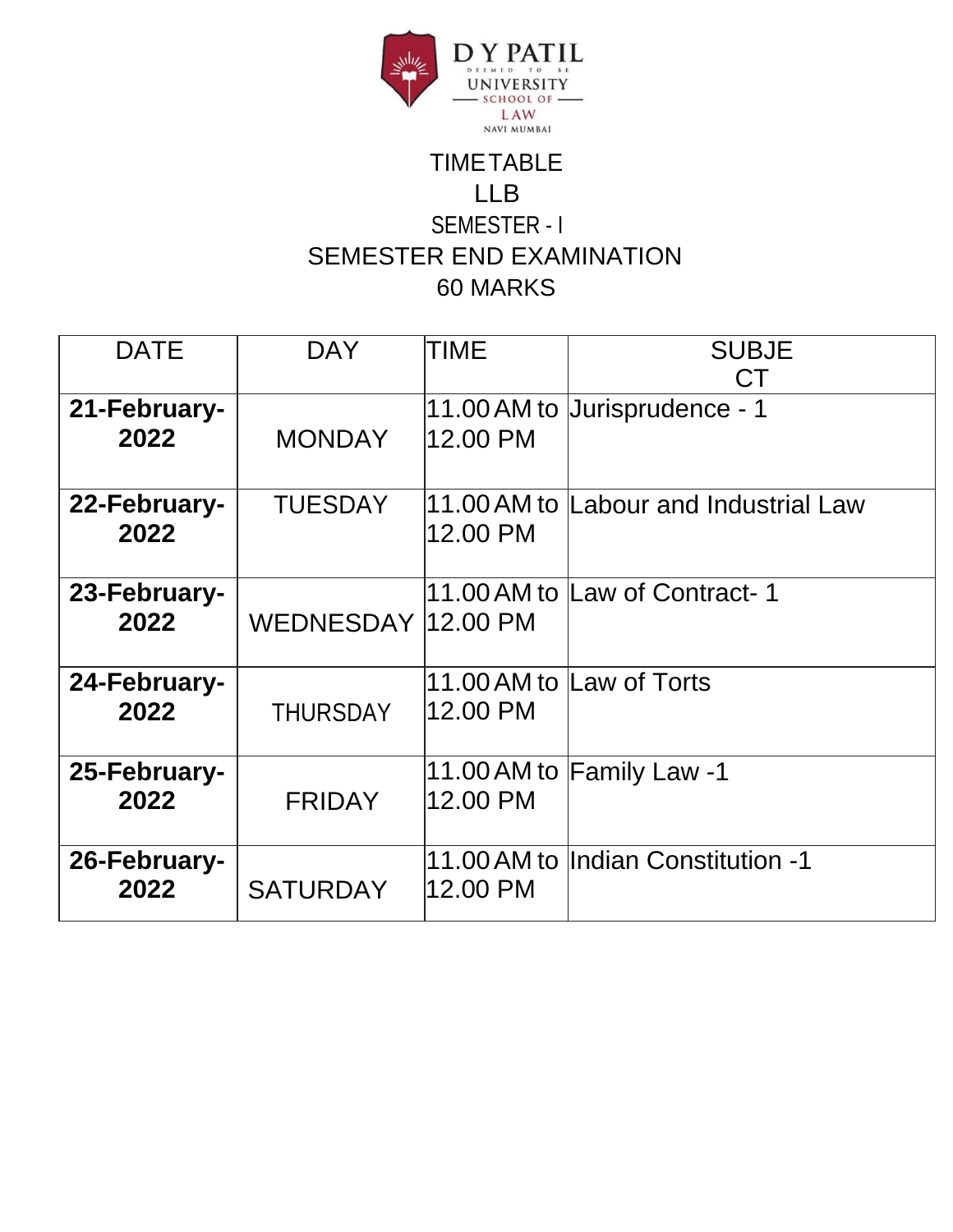D Y PATIL
DEEMED TO BE
UNIVERSITY
SCHOOL OF
LAW
NAVI MUMBAI

# TIMETABLE

## LLB

## SEMESTER - I

## SEMESTER END EXAMINATION

## 60 MARKS

| DATE | DAY | TIME | SUBJECT |
|---|---|---|---|
| **21-February-2022** | MONDAY | 11.00 AM to 12.00 PM | Jurisprudence - 1 |
| **22-February-2022** | TUESDAY | 11.00 AM to 12.00 PM | Labour and Industrial Law |
| **23-February-2022** | WEDNESDAY | 11.00 AM to 12.00 PM | Law of Contract- 1 |
| **24-February-2022** | THURSDAY | 11.00 AM to 12.00 PM | Law of Torts |
| **25-February-2022** | FRIDAY | 11.00 AM to 12.00 PM | Family Law -1 |
| **26-February-2022** | SATURDAY | 11.00 AM to 12.00 PM | Indian Constitution -1 |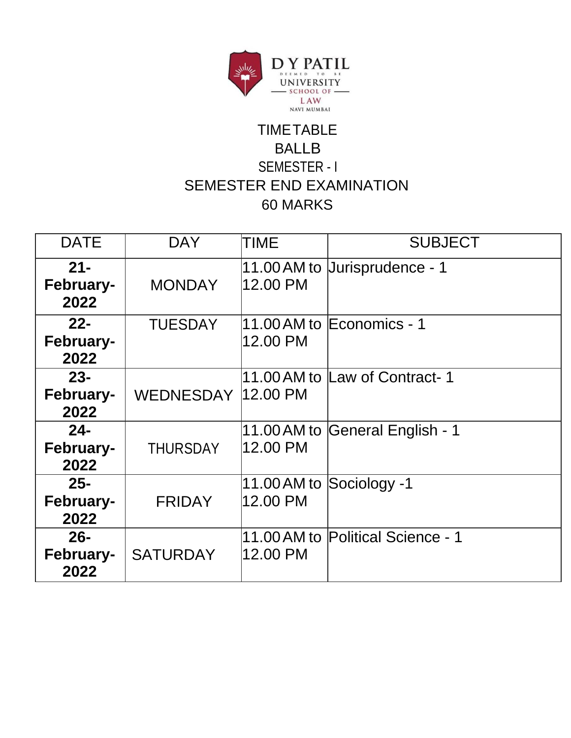D Y PATIL
DEEMED TO BE
UNIVERSITY
SCHOOL OF
LAW
NAVI MUMBAI

# TIMETABLE

## BALLB

## SEMESTER - I

## SEMESTER END EXAMINATION

## 60 MARKS

| DATE | DAY | TIME | SUBJECT |
|---|---|---|---|
| **21-February-2022** | MONDAY | 11.00 AM to 12.00 PM | Jurisprudence - 1 |
| **22-February-2022** | TUESDAY | 11.00 AM to 12.00 PM | Economics - 1 |
| **23-February-2022** | WEDNESDAY | 11.00 AM to 12.00 PM | Law of Contract- 1 |
| **24-February-2022** | THURSDAY | 11.00 AM to 12.00 PM | General English - 1 |
| **25-February-2022** | FRIDAY | 11.00 AM to 12.00 PM | Sociology -1 |
| **26-February-2022** | SATURDAY | 11.00 AM to 12.00 PM | Political Science - 1 |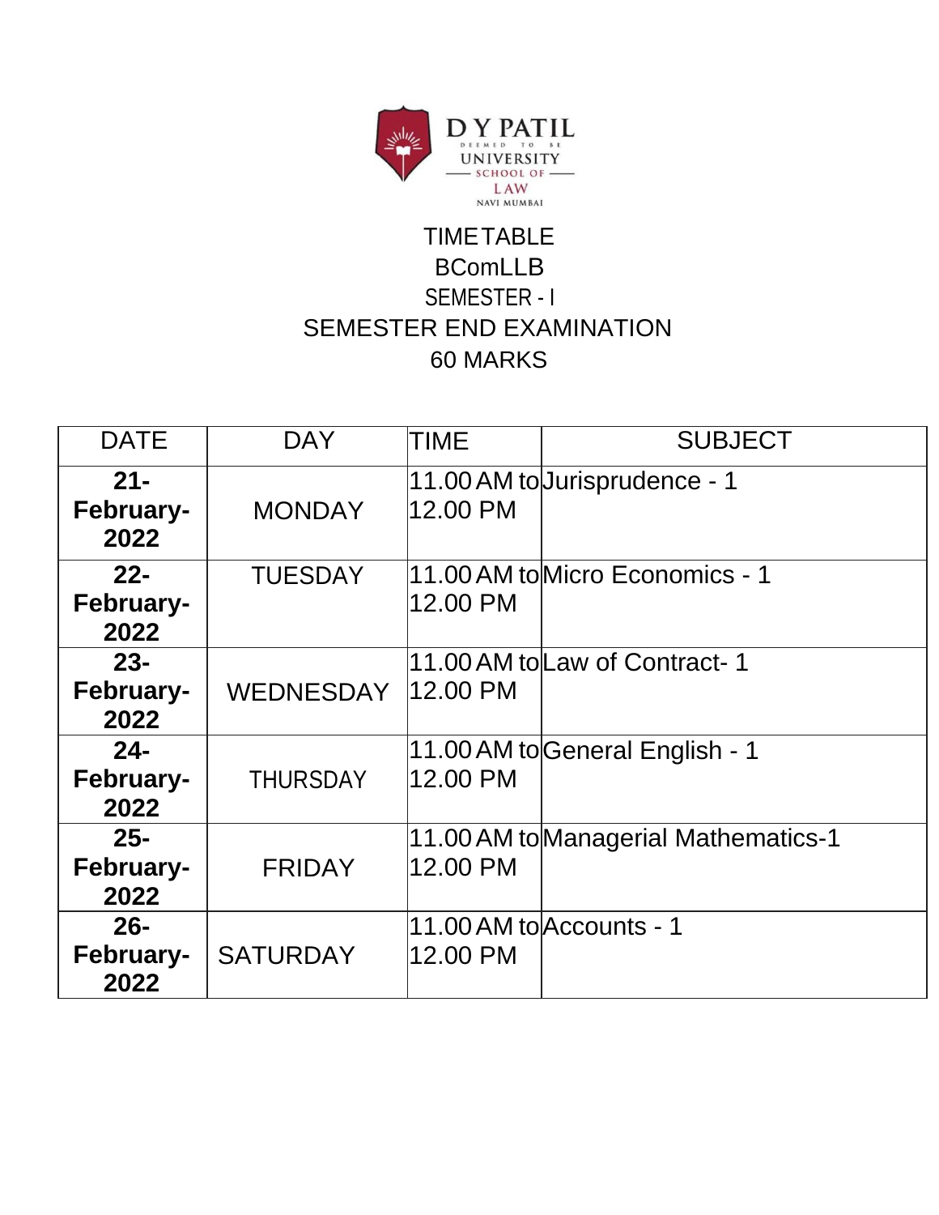D Y PATIL
DEEMED TO BE
UNIVERSITY
SCHOOL OF
LAW
NAVI MUMBAI

TIMETABLE
BComLLB
SEMESTER - I
SEMESTER END EXAMINATION
60 MARKS

| DATE | DAY | TIME | SUBJECT |
|---|---|---|---|
| **21-February-2022** | MONDAY | 11.00 AM to 12.00 PM | Jurisprudence - 1 |
| **22-February-2022** | TUESDAY | 11.00 AM to 12.00 PM | Micro Economics - 1 |
| **23-February-2022** | WEDNESDAY | 11.00 AM to 12.00 PM | Law of Contract- 1 |
| **24-February-2022** | THURSDAY | 11.00 AM to 12.00 PM | General English - 1 |
| **25-February-2022** | FRIDAY | 11.00 AM to 12.00 PM | Managerial Mathematics-1 |
| **26-February-2022** | SATURDAY | 11.00 AM to 12.00 PM | Accounts - 1 |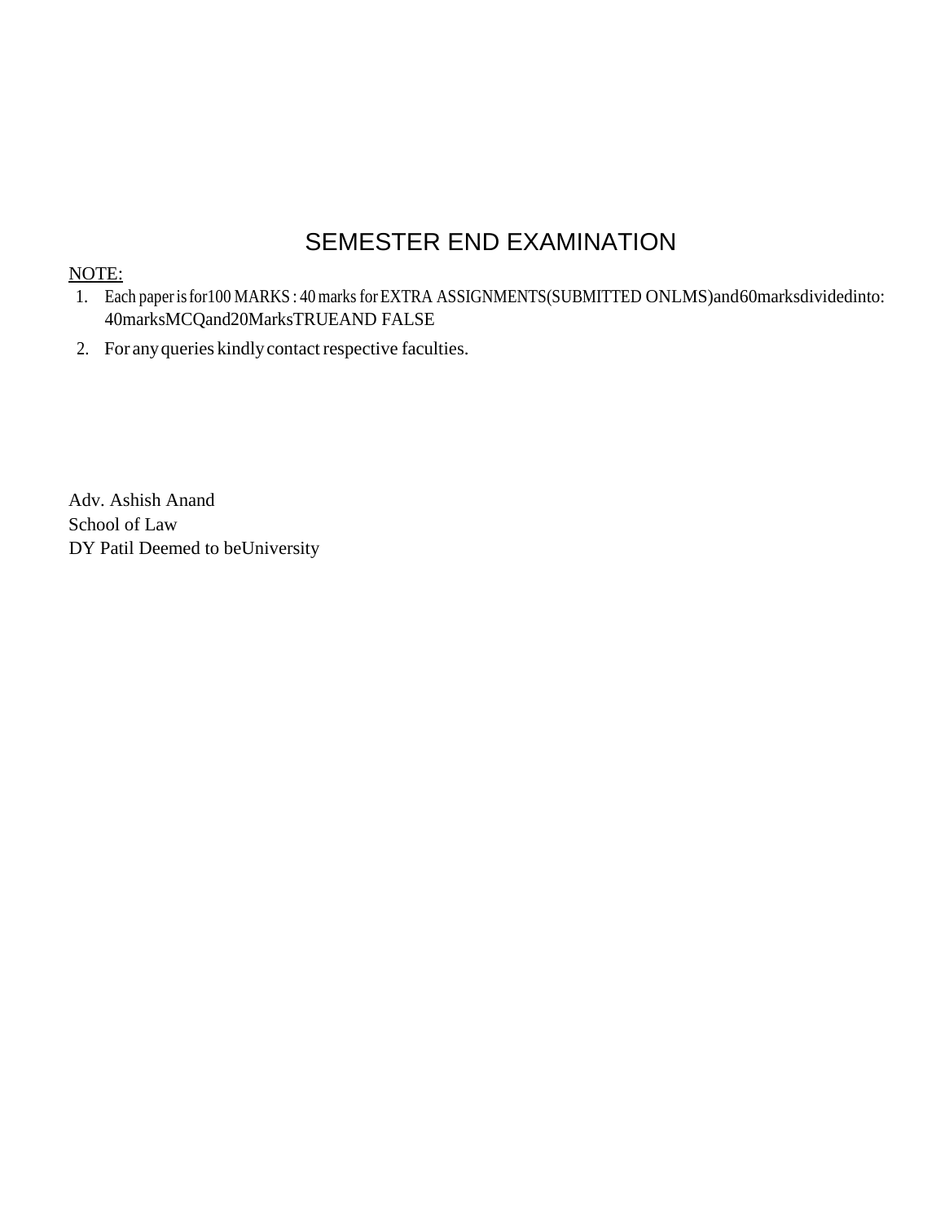# SEMESTER END EXAMINATION

NOTE:

1. Each paper is for100 MARKS : 40 marks for EXTRA ASSIGNMENTS(SUBMITTED ONLMS)and60marksdividedinto: 40marksMCQand20MarksTRUEAND FALSE
2. For any queries kindly contact respective faculties.

Adv. Ashish Anand
School of Law
DY Patil Deemed to beUniversity